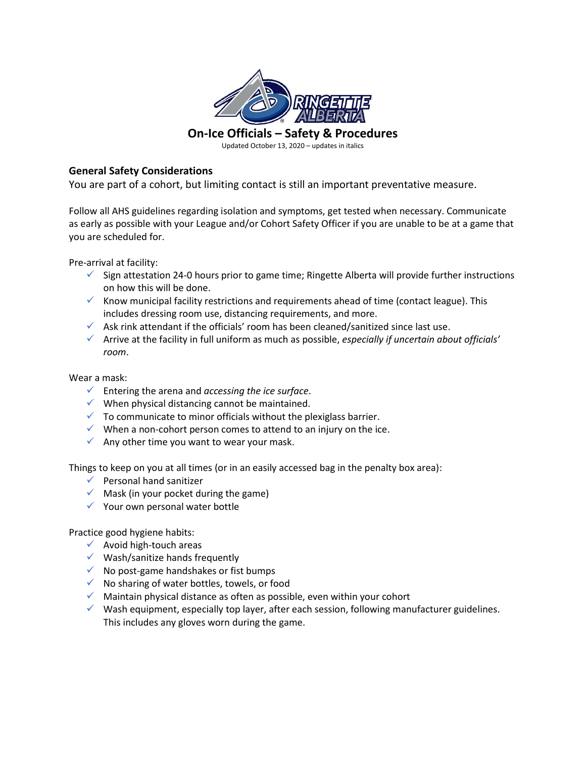# On-Ice Officials – Safety & Procedures

Updated October 13, 2020 – updates in italics

## General Safety Considerations

You are part of a cohort, but limiting contact is still an important preventative measure.

Follow all AHS guidelines regarding isolation and symptoms, get tested when necessary. Communicate as early as possible with your League and/or Cohort Safety Officer if you are unable to be at a game that you are scheduled for.

Pre-arrival at facility:

- ✓ Sign attestation 24-0 hours prior to game time; Ringette Alberta will provide further instructions on how this will be done.
- ✓ Know municipal facility restrictions and requirements ahead of time (contact league). This includes dressing room use, distancing requirements, and more.
- ✓ Ask rink attendant if the officials' room has been cleaned/sanitized since last use.
- ✓ Arrive at the facility in full uniform as much as possible, *especially if uncertain about officials' room*.

Wear a mask:

- ✓ Entering the arena and *accessing the ice surface*.
- ✓ When physical distancing cannot be maintained.
- ✓ To communicate to minor officials without the plexiglass barrier.
- ✓ When a non-cohort person comes to attend to an injury on the ice.
- ✓ Any other time you want to wear your mask.

Things to keep on you at all times (or in an easily accessed bag in the penalty box area):

- ✓ Personal hand sanitizer
- ✓ Mask (in your pocket during the game)
- ✓ Your own personal water bottle

Practice good hygiene habits:

- ✓ Avoid high-touch areas
- ✓ Wash/sanitize hands frequently
- ✓ No post-game handshakes or fist bumps
- ✓ No sharing of water bottles, towels, or food
- ✓ Maintain physical distance as often as possible, even within your cohort
- ✓ Wash equipment, especially top layer, after each session, following manufacturer guidelines. This includes any gloves worn during the game.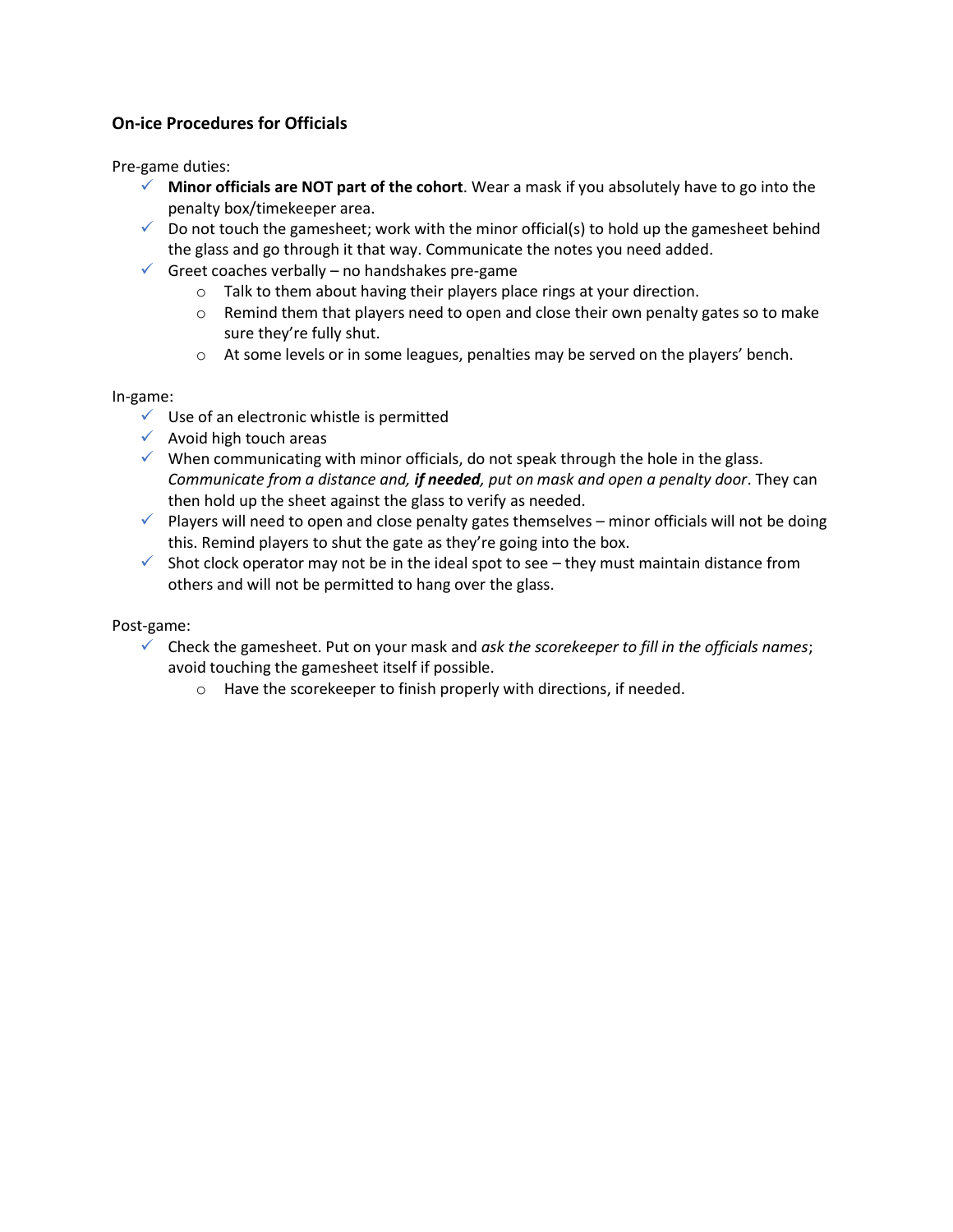### On-ice Procedures for Officials

Pre-game duties:

- ✓ **Minor officials are NOT part of the cohort**. Wear a mask if you absolutely have to go into the penalty box/timekeeper area.
- ✓ Do not touch the gamesheet; work with the minor official(s) to hold up the gamesheet behind the glass and go through it that way. Communicate the notes you need added.
- ✓ Greet coaches verbally – no handshakes pre-game
  - o Talk to them about having their players place rings at your direction.
  - o Remind them that players need to open and close their own penalty gates so to make sure they're fully shut.
  - o At some levels or in some leagues, penalties may be served on the players' bench.

In-game:

- ✓ Use of an electronic whistle is permitted
- ✓ Avoid high touch areas
- ✓ When communicating with minor officials, do not speak through the hole in the glass. *Communicate from a distance and, **if needed**, put on mask and open a penalty door*. They can then hold up the sheet against the glass to verify as needed.
- ✓ Players will need to open and close penalty gates themselves – minor officials will not be doing this. Remind players to shut the gate as they're going into the box.
- ✓ Shot clock operator may not be in the ideal spot to see – they must maintain distance from others and will not be permitted to hang over the glass.

Post-game:

- ✓ Check the gamesheet. Put on your mask and *ask the scorekeeper to fill in the officials names*; avoid touching the gamesheet itself if possible.
  - o Have the scorekeeper to finish properly with directions, if needed.